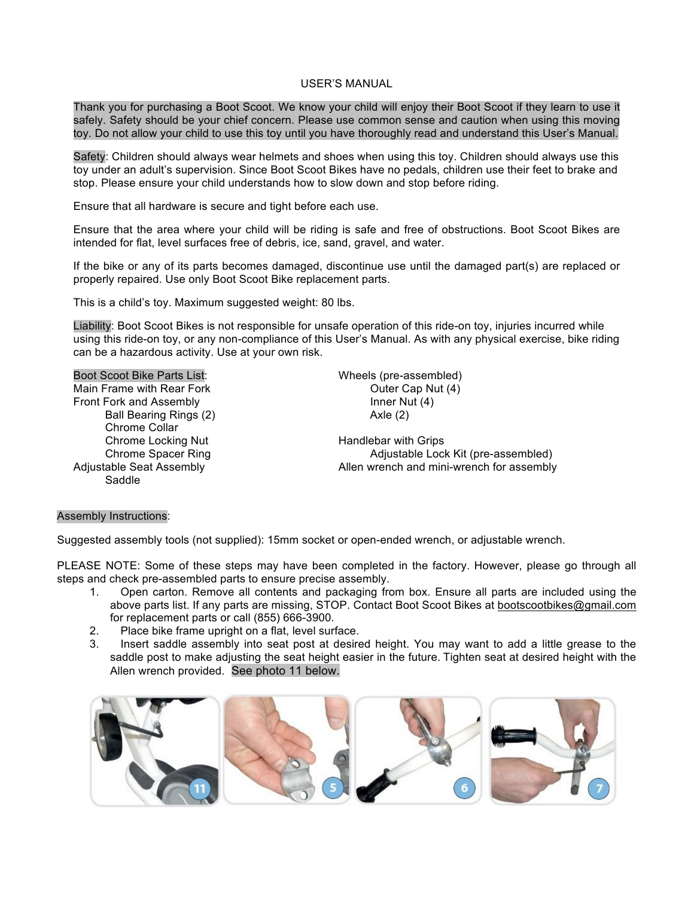# USER'S MANUAL

Thank you for purchasing a Boot Scoot. We know your child will enjoy their Boot Scoot if they learn to use it safely. Safety should be your chief concern. Please use common sense and caution when using this moving toy. Do not allow your child to use this toy until you have thoroughly read and understand this User's Manual.

Safety: Children should always wear helmets and shoes when using this toy. Children should always use this toy under an adult's supervision. Since Boot Scoot Bikes have no pedals, children use their feet to brake and stop. Please ensure your child understands how to slow down and stop before riding.

Ensure that all hardware is secure and tight before each use.

Ensure that the area where your child will be riding is safe and free of obstructions. Boot Scoot Bikes are intended for flat, level surfaces free of debris, ice, sand, gravel, and water.

If the bike or any of its parts becomes damaged, discontinue use until the damaged part(s) are replaced or properly repaired. Use only Boot Scoot Bike replacement parts.

This is a child's toy. Maximum suggested weight: 80 lbs.

Liability: Boot Scoot Bikes is not responsible for unsafe operation of this ride-on toy, injuries incurred while using this ride-on toy, or any non-compliance of this User's Manual. As with any physical exercise, bike riding can be a hazardous activity. Use at your own risk.

Boot Scoot Bike Parts List:

- Main Frame with Rear Fork
- Front Fork and Assembly
  - Ball Bearing Rings (2)
  - Chrome Collar
  - Chrome Locking Nut
  - Chrome Spacer Ring
- Adjustable Seat Assembly
  - Saddle
- Wheels (pre-assembled)
  - Outer Cap Nut (4)
  - Inner Nut (4)
  - Axle (2)
- Handlebar with Grips
  - Adjustable Lock Kit (pre-assembled)
- Allen wrench and mini-wrench for assembly

Assembly Instructions:

Suggested assembly tools (not supplied): 15mm socket or open-ended wrench, or adjustable wrench.

PLEASE NOTE: Some of these steps may have been completed in the factory. However, please go through all steps and check pre-assembled parts to ensure precise assembly.

1. Open carton. Remove all contents and packaging from box. Ensure all parts are included using the above parts list. If any parts are missing, STOP. Contact Boot Scoot Bikes at bootscootbikes@gmail.com for replacement parts or call (855) 666-3900.
2. Place bike frame upright on a flat, level surface.
3. Insert saddle assembly into seat post at desired height. You may want to add a little grease to the saddle post to make adjusting the seat height easier in the future. Tighten seat at desired height with the Allen wrench provided. See photo 11 below.

11

5

6

7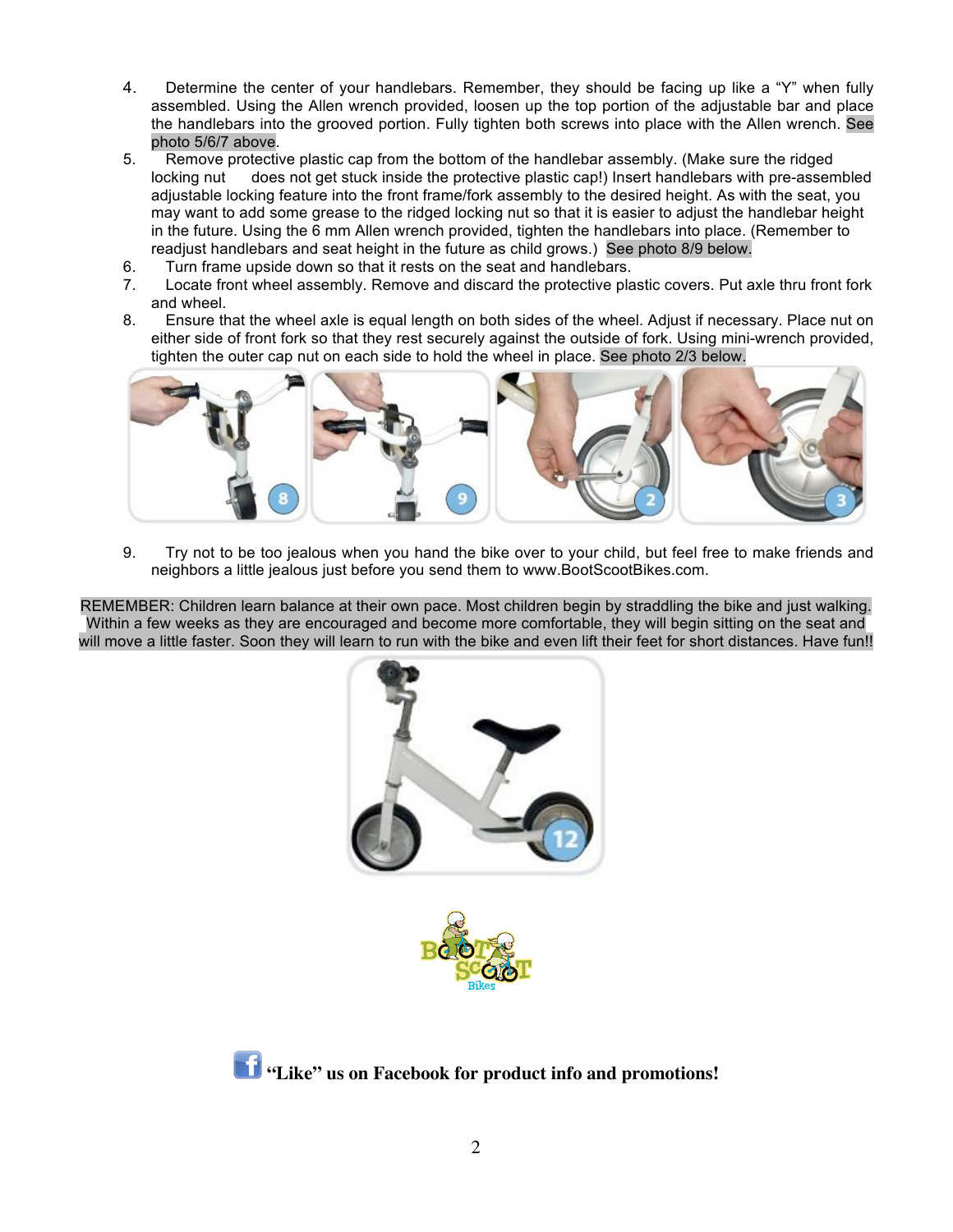4. Determine the center of your handlebars. Remember, they should be facing up like a "Y" when fully assembled. Using the Allen wrench provided, loosen up the top portion of the adjustable bar and place the handlebars into the grooved portion. Fully tighten both screws into place with the Allen wrench. See photo 5/6/7 above.
5. Remove protective plastic cap from the bottom of the handlebar assembly. (Make sure the ridged locking nut does not get stuck inside the protective plastic cap!) Insert handlebars with pre-assembled adjustable locking feature into the front frame/fork assembly to the desired height. As with the seat, you may want to add some grease to the ridged locking nut so that it is easier to adjust the handlebar height in the future. Using the 6 mm Allen wrench provided, tighten the handlebars into place. (Remember to readjust handlebars and seat height in the future as child grows.) See photo 8/9 below.
6. Turn frame upside down so that it rests on the seat and handlebars.
7. Locate front wheel assembly. Remove and discard the protective plastic covers. Put axle thru front fork and wheel.
8. Ensure that the wheel axle is equal length on both sides of the wheel. Adjust if necessary. Place nut on either side of front fork so that they rest securely against the outside of fork. Using mini-wrench provided, tighten the outer cap nut on each side to hold the wheel in place. See photo 2/3 below.

8 9 2 3

9. Try not to be too jealous when you hand the bike over to your child, but feel free to make friends and neighbors a little jealous just before you send them to www.BootScootBikes.com.

REMEMBER: Children learn balance at their own pace. Most children begin by straddling the bike and just walking. Within a few weeks as they are encouraged and become more comfortable, they will begin sitting on the seat and will move a little faster. Soon they will learn to run with the bike and even lift their feet for short distances. Have fun!!

12

Boot Scoot Bikes

**"Like" us on Facebook for product info and promotions!**